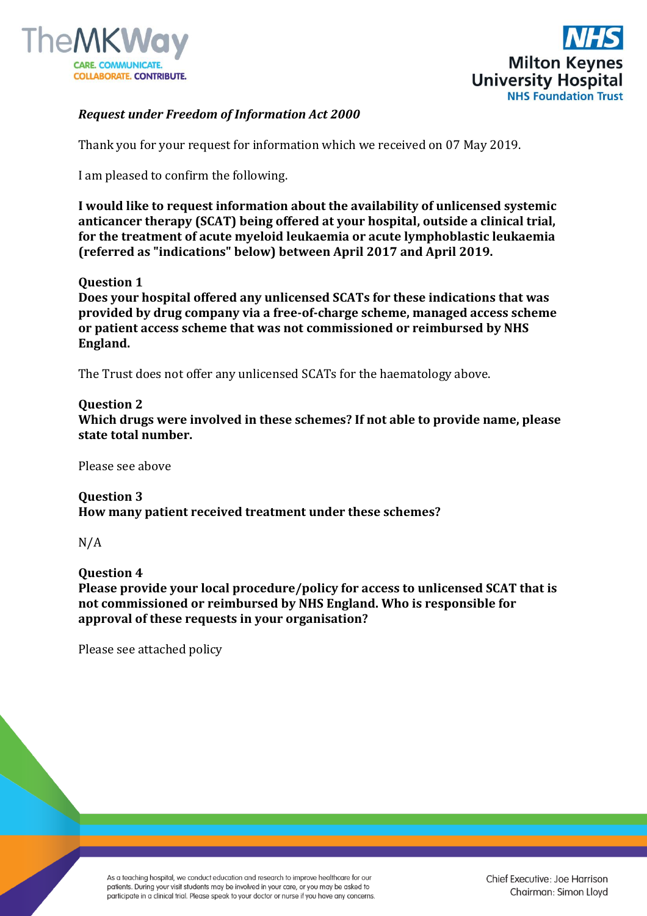***Request under Freedom of Information Act 2000***

Thank you for your request for information which we received on 07 May 2019.

I am pleased to confirm the following.

**I would like to request information about the availability of unlicensed systemic anticancer therapy (SCAT) being offered at your hospital, outside a clinical trial, for the treatment of acute myeloid leukaemia or acute lymphoblastic leukaemia (referred as "indications" below) between April 2017 and April 2019.**

**Question 1**
**Does your hospital offered any unlicensed SCATs for these indications that was provided by drug company via a free-of-charge scheme, managed access scheme or patient access scheme that was not commissioned or reimbursed by NHS England.**

The Trust does not offer any unlicensed SCATs for the haematology above.

**Question 2**
**Which drugs were involved in these schemes? If not able to provide name, please state total number.**

Please see above

**Question 3**
**How many patient received treatment under these schemes?**

N/A

**Question 4**
**Please provide your local procedure/policy for access to unlicensed SCAT that is not commissioned or reimbursed by NHS England. Who is responsible for approval of these requests in your organisation?**

Please see attached policy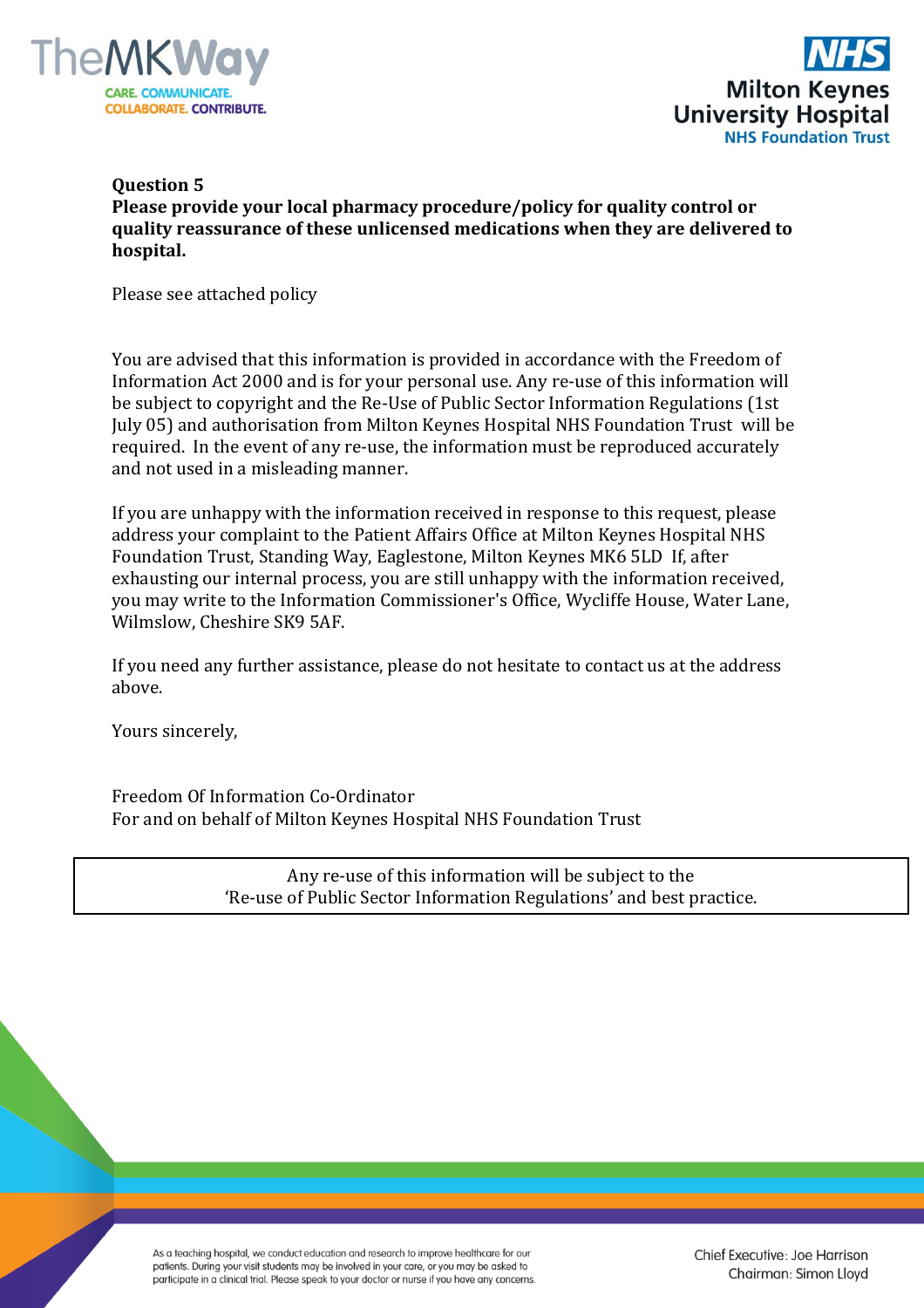**Question 5**
**Please provide your local pharmacy procedure/policy for quality control or quality reassurance of these unlicensed medications when they are delivered to hospital.**

Please see attached policy

You are advised that this information is provided in accordance with the Freedom of Information Act 2000 and is for your personal use. Any re-use of this information will be subject to copyright and the Re-Use of Public Sector Information Regulations (1st July 05) and authorisation from Milton Keynes Hospital NHS Foundation Trust will be required. In the event of any re-use, the information must be reproduced accurately and not used in a misleading manner.

If you are unhappy with the information received in response to this request, please address your complaint to the Patient Affairs Office at Milton Keynes Hospital NHS Foundation Trust, Standing Way, Eaglestone, Milton Keynes MK6 5LD If, after exhausting our internal process, you are still unhappy with the information received, you may write to the Information Commissioner's Office, Wycliffe House, Water Lane, Wilmslow, Cheshire SK9 5AF.

If you need any further assistance, please do not hesitate to contact us at the address above.

Yours sincerely,

Freedom Of Information Co-Ordinator
For and on behalf of Milton Keynes Hospital NHS Foundation Trust

Any re-use of this information will be subject to the
'Re-use of Public Sector Information Regulations' and best practice.